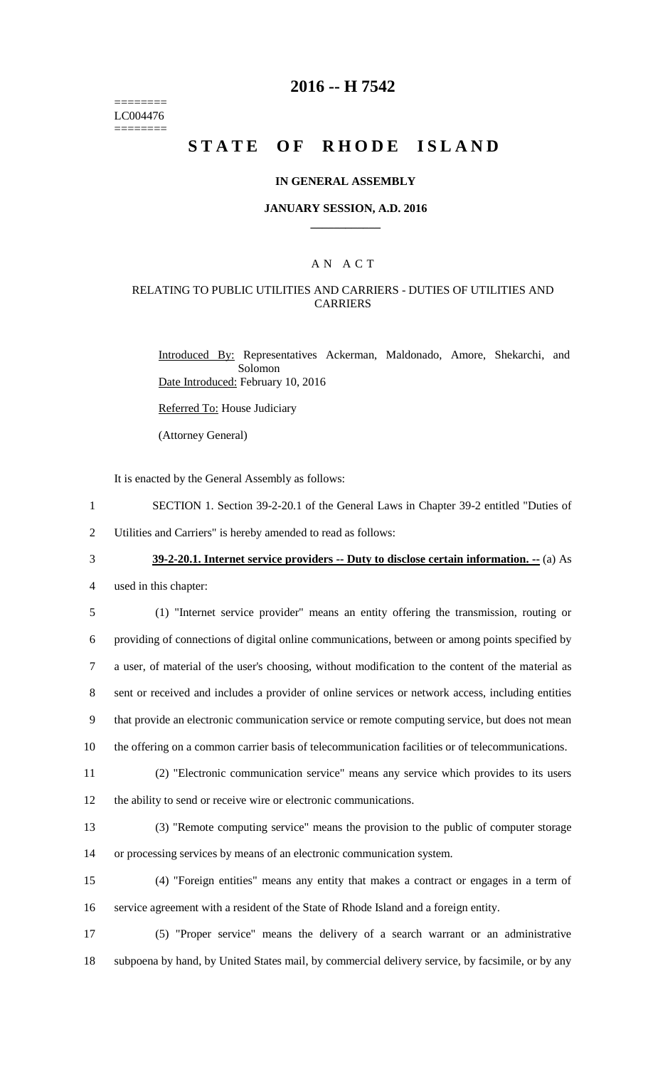========
LC004476
========

# 2016 -- H 7542

# STATE OF RHODE ISLAND

**IN GENERAL ASSEMBLY**

**JANUARY SESSION, A.D. 2016**

____________

A N A C T

RELATING TO PUBLIC UTILITIES AND CARRIERS - DUTIES OF UTILITIES AND CARRIERS

Introduced By: Representatives Ackerman, Maldonado, Amore, Shekarchi, and Solomon

Date Introduced: February 10, 2016

Referred To: House Judiciary

(Attorney General)

It is enacted by the General Assembly as follows:

1 SECTION 1. Section 39-2-20.1 of the General Laws in Chapter 39-2 entitled "Duties of
2 Utilities and Carriers" is hereby amended to read as follows:

3 **39-2-20.1. Internet service providers -- Duty to disclose certain information. --** (a) As
4 used in this chapter:

5 (1) "Internet service provider" means an entity offering the transmission, routing or
6 providing of connections of digital online communications, between or among points specified by
7 a user, of material of the user's choosing, without modification to the content of the material as
8 sent or received and includes a provider of online services or network access, including entities
9 that provide an electronic communication service or remote computing service, but does not mean
10 the offering on a common carrier basis of telecommunication facilities or of telecommunications.

11 (2) "Electronic communication service" means any service which provides to its users
12 the ability to send or receive wire or electronic communications.

13 (3) "Remote computing service" means the provision to the public of computer storage
14 or processing services by means of an electronic communication system.

15 (4) "Foreign entities" means any entity that makes a contract or engages in a term of
16 service agreement with a resident of the State of Rhode Island and a foreign entity.

17 (5) "Proper service" means the delivery of a search warrant or an administrative
18 subpoena by hand, by United States mail, by commercial delivery service, by facsimile, or by any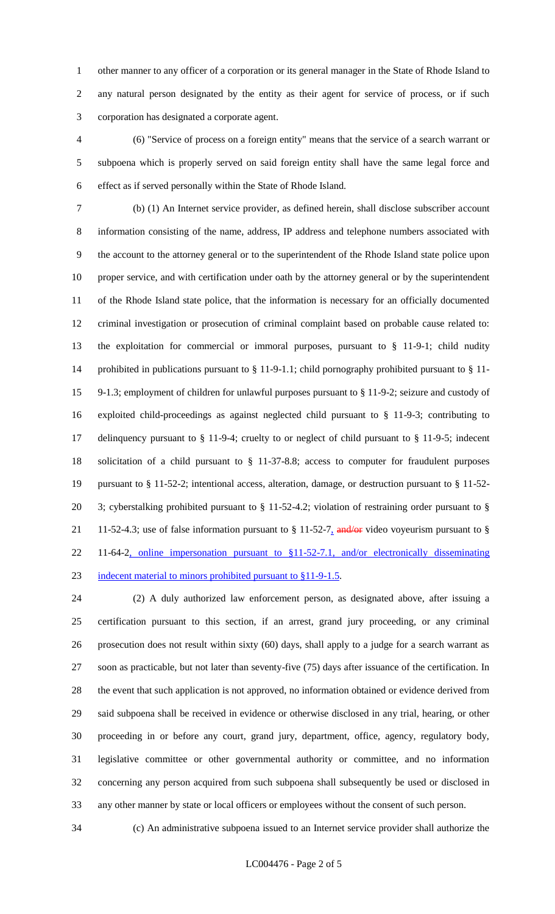other manner to any officer of a corporation or its general manager in the State of Rhode Island to any natural person designated by the entity as their agent for service of process, or if such corporation has designated a corporate agent.

(6) "Service of process on a foreign entity" means that the service of a search warrant or subpoena which is properly served on said foreign entity shall have the same legal force and effect as if served personally within the State of Rhode Island.

(b) (1) An Internet service provider, as defined herein, shall disclose subscriber account information consisting of the name, address, IP address and telephone numbers associated with the account to the attorney general or to the superintendent of the Rhode Island state police upon proper service, and with certification under oath by the attorney general or by the superintendent of the Rhode Island state police, that the information is necessary for an officially documented criminal investigation or prosecution of criminal complaint based on probable cause related to: the exploitation for commercial or immoral purposes, pursuant to § 11-9-1; child nudity prohibited in publications pursuant to § 11-9-1.1; child pornography prohibited pursuant to § 11-9-1.3; employment of children for unlawful purposes pursuant to § 11-9-2; seizure and custody of exploited child-proceedings as against neglected child pursuant to § 11-9-3; contributing to delinquency pursuant to § 11-9-4; cruelty to or neglect of child pursuant to § 11-9-5; indecent solicitation of a child pursuant to § 11-37-8.8; access to computer for fraudulent purposes pursuant to § 11-52-2; intentional access, alteration, damage, or destruction pursuant to § 11-52-3; cyberstalking prohibited pursuant to § 11-52-4.2; violation of restraining order pursuant to § 11-52-4.3; use of false information pursuant to § 11-52-7, ~~and/or~~ video voyeurism pursuant to § 11-64-2, online impersonation pursuant to §11-52-7.1, and/or electronically disseminating indecent material to minors prohibited pursuant to §11-9-1.5.

(2) A duly authorized law enforcement person, as designated above, after issuing a certification pursuant to this section, if an arrest, grand jury proceeding, or any criminal prosecution does not result within sixty (60) days, shall apply to a judge for a search warrant as soon as practicable, but not later than seventy-five (75) days after issuance of the certification. In the event that such application is not approved, no information obtained or evidence derived from said subpoena shall be received in evidence or otherwise disclosed in any trial, hearing, or other proceeding in or before any court, grand jury, department, office, agency, regulatory body, legislative committee or other governmental authority or committee, and no information concerning any person acquired from such subpoena shall subsequently be used or disclosed in any other manner by state or local officers or employees without the consent of such person.

(c) An administrative subpoena issued to an Internet service provider shall authorize the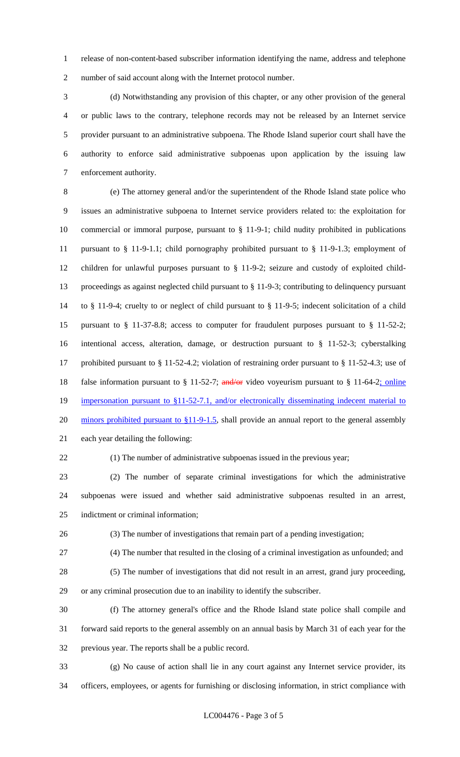release of non-content-based subscriber information identifying the name, address and telephone number of said account along with the Internet protocol number.

(d) Notwithstanding any provision of this chapter, or any other provision of the general or public laws to the contrary, telephone records may not be released by an Internet service provider pursuant to an administrative subpoena. The Rhode Island superior court shall have the authority to enforce said administrative subpoenas upon application by the issuing law enforcement authority.

(e) The attorney general and/or the superintendent of the Rhode Island state police who issues an administrative subpoena to Internet service providers related to: the exploitation for commercial or immoral purpose, pursuant to § 11-9-1; child nudity prohibited in publications pursuant to § 11-9-1.1; child pornography prohibited pursuant to § 11-9-1.3; employment of children for unlawful purposes pursuant to § 11-9-2; seizure and custody of exploited child-proceedings as against neglected child pursuant to § 11-9-3; contributing to delinquency pursuant to § 11-9-4; cruelty to or neglect of child pursuant to § 11-9-5; indecent solicitation of a child pursuant to § 11-37-8.8; access to computer for fraudulent purposes pursuant to § 11-52-2; intentional access, alteration, damage, or destruction pursuant to § 11-52-3; cyberstalking prohibited pursuant to § 11-52-4.2; violation of restraining order pursuant to § 11-52-4.3; use of false information pursuant to § 11-52-7; ~~and/or~~ video voyeurism pursuant to § 11-64-2; online impersonation pursuant to §11-52-7.1, and/or electronically disseminating indecent material to minors prohibited pursuant to §11-9-1.5, shall provide an annual report to the general assembly each year detailing the following:

(1) The number of administrative subpoenas issued in the previous year;

(2) The number of separate criminal investigations for which the administrative subpoenas were issued and whether said administrative subpoenas resulted in an arrest, indictment or criminal information;

(3) The number of investigations that remain part of a pending investigation;

(4) The number that resulted in the closing of a criminal investigation as unfounded; and

(5) The number of investigations that did not result in an arrest, grand jury proceeding, or any criminal prosecution due to an inability to identify the subscriber.

(f) The attorney general's office and the Rhode Island state police shall compile and forward said reports to the general assembly on an annual basis by March 31 of each year for the previous year. The reports shall be a public record.

(g) No cause of action shall lie in any court against any Internet service provider, its officers, employees, or agents for furnishing or disclosing information, in strict compliance with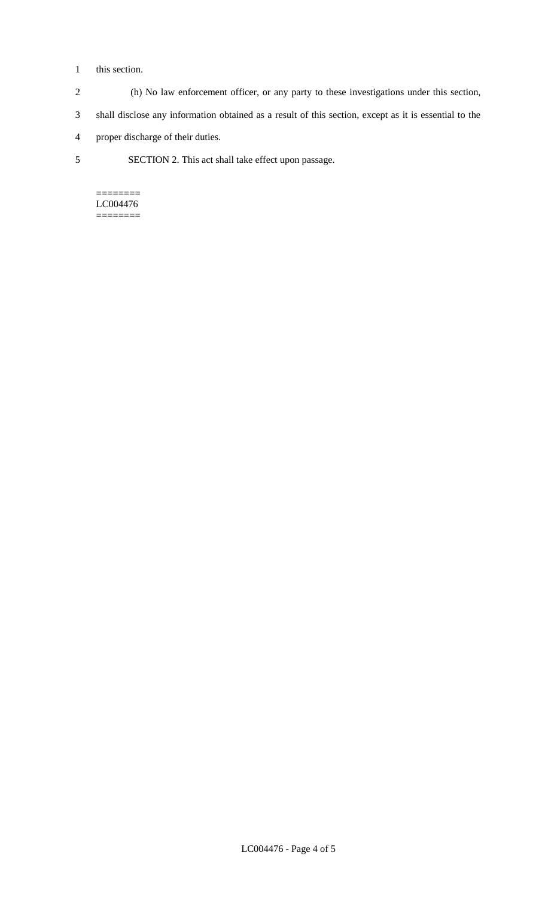this section.

(h) No law enforcement officer, or any party to these investigations under this section, shall disclose any information obtained as a result of this section, except as it is essential to the proper discharge of their duties.

SECTION 2. This act shall take effect upon passage.

========
LC004476
========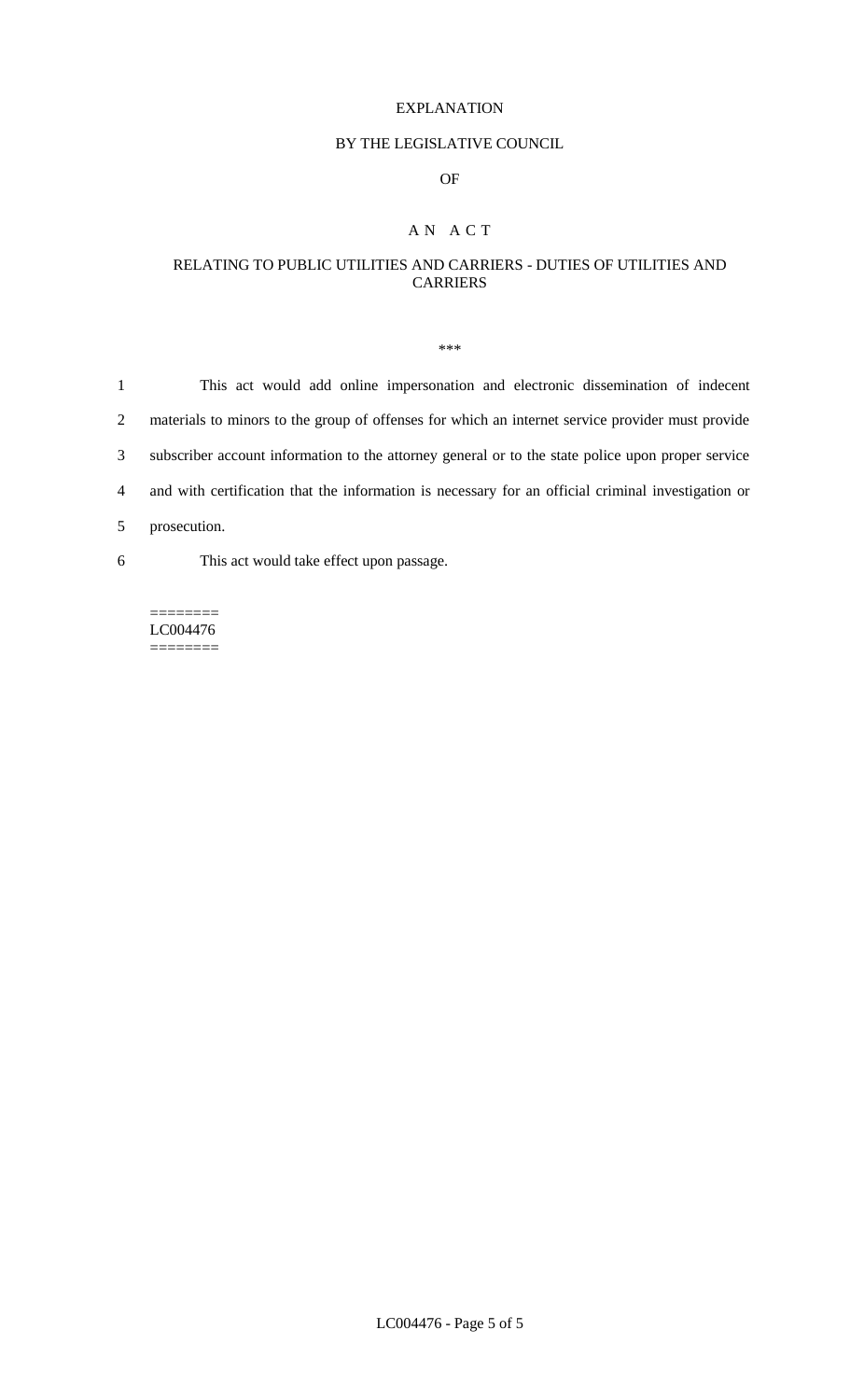EXPLANATION

BY THE LEGISLATIVE COUNCIL

OF

A N A C T

RELATING TO PUBLIC UTILITIES AND CARRIERS - DUTIES OF UTILITIES AND CARRIERS

\*\*\*

1 This act would add online impersonation and electronic dissemination of indecent
2 materials to minors to the group of offenses for which an internet service provider must provide
3 subscriber account information to the attorney general or to the state police upon proper service
4 and with certification that the information is necessary for an official criminal investigation or
5 prosecution.

6 This act would take effect upon passage.

========
LC004476
========